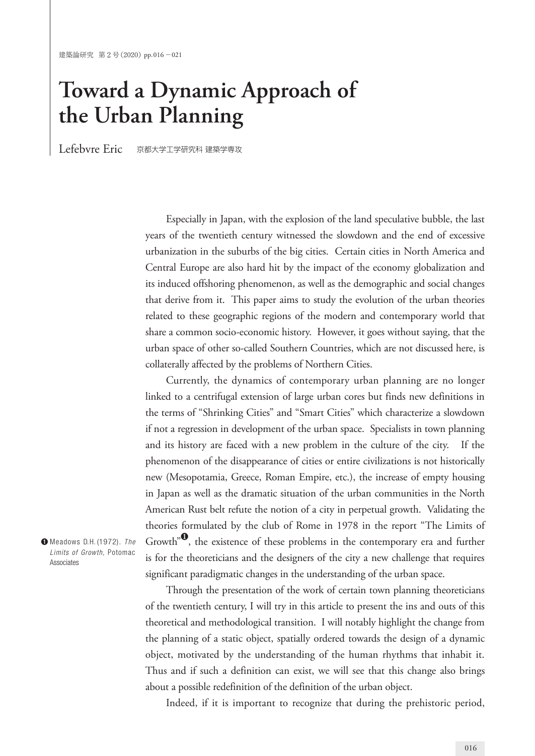# Toward a Dynamic Approach of the Urban Planning

Lefebvre Eric　京都大学工学研究科 建築学専攻

Especially in Japan, with the explosion of the land speculative bubble, the last years of the twentieth century witnessed the slowdown and the end of excessive urbanization in the suburbs of the big cities. Certain cities in North America and Central Europe are also hard hit by the impact of the economy globalization and its induced offshoring phenomenon, as well as the demographic and social changes that derive from it. This paper aims to study the evolution of the urban theories related to these geographic regions of the modern and contemporary world that share a common socio-economic history. However, it goes without saying, that the urban space of other so-called Southern Countries, which are not discussed here, is collaterally affected by the problems of Northern Cities.

Currently, the dynamics of contemporary urban planning are no longer linked to a centrifugal extension of large urban cores but finds new definitions in the terms of "Shrinking Cities" and "Smart Cities" which characterize a slowdown if not a regression in development of the urban space. Specialists in town planning and its history are faced with a new problem in the culture of the city. If the phenomenon of the disappearance of cities or entire civilizations is not historically new (Mesopotamia, Greece, Roman Empire, etc.), the increase of empty housing in Japan as well as the dramatic situation of the urban communities in the North American Rust belt refute the notion of a city in perpetual growth. Validating the theories formulated by the club of Rome in 1978 in the report "The Limits of Growth"[1], the existence of these problems in the contemporary era and further is for the theoreticians and the designers of the city a new challenge that requires significant paradigmatic changes in the understanding of the urban space.

[1] Meadows D.H. (1972). *The Limits of Growth*, Potomac Associates

Through the presentation of the work of certain town planning theoreticians of the twentieth century, I will try in this article to present the ins and outs of this theoretical and methodological transition. I will notably highlight the change from the planning of a static object, spatially ordered towards the design of a dynamic object, motivated by the understanding of the human rhythms that inhabit it. Thus and if such a definition can exist, we will see that this change also brings about a possible redefinition of the definition of the urban object.

Indeed, if it is important to recognize that during the prehistoric period,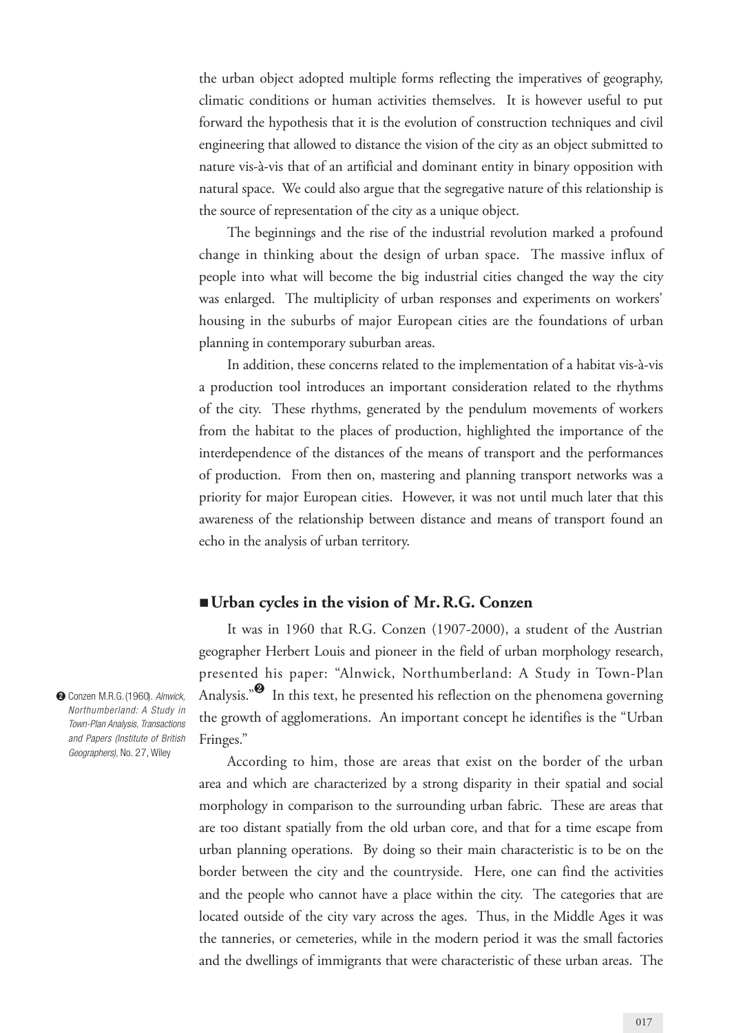the urban object adopted multiple forms reflecting the imperatives of geography, climatic conditions or human activities themselves. It is however useful to put forward the hypothesis that it is the evolution of construction techniques and civil engineering that allowed to distance the vision of the city as an object submitted to nature vis-à-vis that of an artificial and dominant entity in binary opposition with natural space. We could also argue that the segregative nature of this relationship is the source of representation of the city as a unique object.

The beginnings and the rise of the industrial revolution marked a profound change in thinking about the design of urban space. The massive influx of people into what will become the big industrial cities changed the way the city was enlarged. The multiplicity of urban responses and experiments on workers' housing in the suburbs of major European cities are the foundations of urban planning in contemporary suburban areas.

In addition, these concerns related to the implementation of a habitat vis-à-vis a production tool introduces an important consideration related to the rhythms of the city. These rhythms, generated by the pendulum movements of workers from the habitat to the places of production, highlighted the importance of the interdependence of the distances of the means of transport and the performances of production. From then on, mastering and planning transport networks was a priority for major European cities. However, it was not until much later that this awareness of the relationship between distance and means of transport found an echo in the analysis of urban territory.

## ■ Urban cycles in the vision of Mr. R.G. Conzen

It was in 1960 that R.G. Conzen (1907-2000), a student of the Austrian geographer Herbert Louis and pioneer in the field of urban morphology research, presented his paper: "Alnwick, Northumberland: A Study in Town-Plan Analysis."[2] In this text, he presented his reflection on the phenomena governing the growth of agglomerations. An important concept he identifies is the "Urban Fringes."

[2] Conzen M.R.G. (1960). *Alnwick, Northumberland: A Study in Town-Plan Analysis, Transactions and Papers (Institute of British Geographers)*, No. 27, Wiley

According to him, those are areas that exist on the border of the urban area and which are characterized by a strong disparity in their spatial and social morphology in comparison to the surrounding urban fabric. These are areas that are too distant spatially from the old urban core, and that for a time escape from urban planning operations. By doing so their main characteristic is to be on the border between the city and the countryside. Here, one can find the activities and the people who cannot have a place within the city. The categories that are located outside of the city vary across the ages. Thus, in the Middle Ages it was the tanneries, or cemeteries, while in the modern period it was the small factories and the dwellings of immigrants that were characteristic of these urban areas. The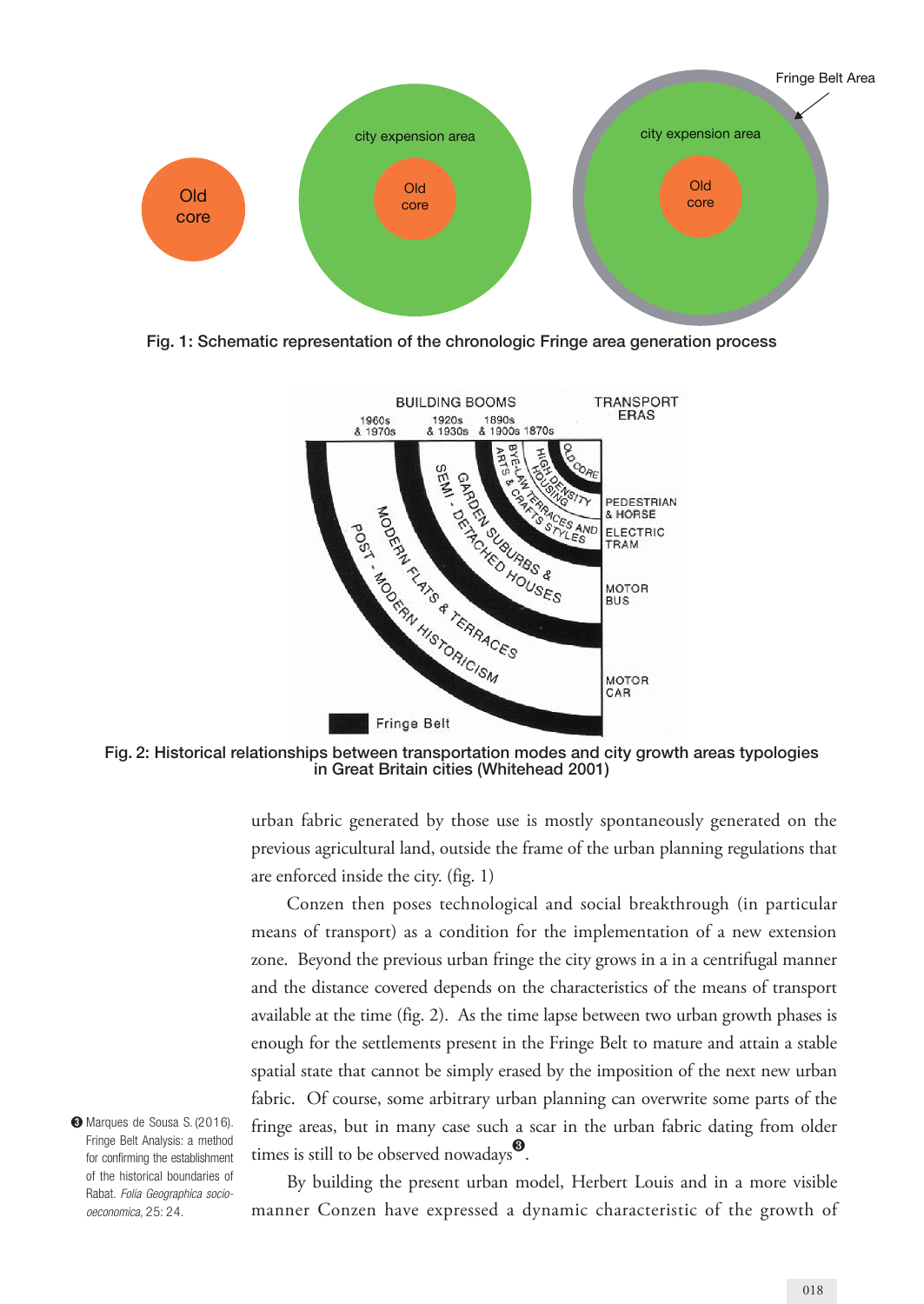Fig. 1: Schematic representation of the chronologic Fringe area generation process

Fig. 2: Historical relationships between transportation modes and city growth areas typologies in Great Britain cities (Whitehead 2001)

urban fabric generated by those use is mostly spontaneously generated on the previous agricultural land, outside the frame of the urban planning regulations that are enforced inside the city. (fig. 1)

Conzen then poses technological and social breakthrough (in particular means of transport) as a condition for the implementation of a new extension zone. Beyond the previous urban fringe the city grows in a in a centrifugal manner and the distance covered depends on the characteristics of the means of transport available at the time (fig. 2). As the time lapse between two urban growth phases is enough for the settlements present in the Fringe Belt to mature and attain a stable spatial state that cannot be simply erased by the imposition of the next new urban fabric. Of course, some arbitrary urban planning can overwrite some parts of the fringe areas, but in many case such a scar in the urban fabric dating from older times is still to be observed nowadays[3].

By building the present urban model, Herbert Louis and in a more visible manner Conzen have expressed a dynamic characteristic of the growth of

[3] Marques de Sousa S. (2016). Fringe Belt Analysis: a method for confirming the establishment of the historical boundaries of Rabat. *Folia Geographica socio-oeconomica*, 25: 24.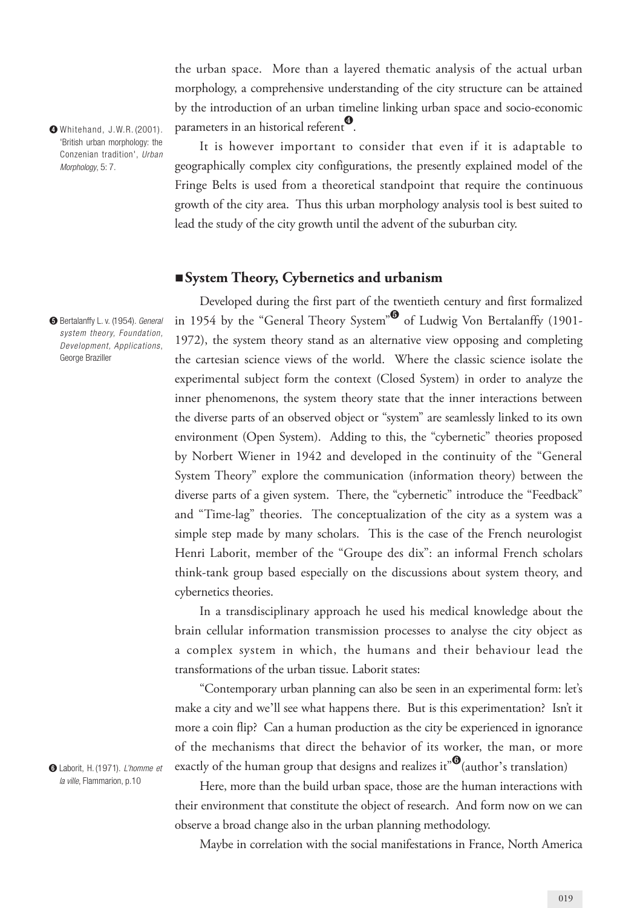the urban space. More than a layered thematic analysis of the actual urban morphology, a comprehensive understanding of the city structure can be attained by the introduction of an urban timeline linking urban space and socio-economic parameters in an historical referent[4].

It is however important to consider that even if it is adaptable to geographically complex city configurations, the presently explained model of the Fringe Belts is used from a theoretical standpoint that require the continuous growth of the city area. Thus this urban morphology analysis tool is best suited to lead the study of the city growth until the advent of the suburban city.

## ■ System Theory, Cybernetics and urbanism

Developed during the first part of the twentieth century and first formalized in 1954 by the "General Theory System"[5] of Ludwig Von Bertalanffy (1901-1972), the system theory stand as an alternative view opposing and completing the cartesian science views of the world. Where the classic science isolate the experimental subject form the context (Closed System) in order to analyze the inner phenomenons, the system theory state that the inner interactions between the diverse parts of an observed object or "system" are seamlessly linked to its own environment (Open System). Adding to this, the "cybernetic" theories proposed by Norbert Wiener in 1942 and developed in the continuity of the "General System Theory" explore the communication (information theory) between the diverse parts of a given system. There, the "cybernetic" introduce the "Feedback" and "Time-lag" theories. The conceptualization of the city as a system was a simple step made by many scholars. This is the case of the French neurologist Henri Laborit, member of the "Groupe des dix": an informal French scholars think-tank group based especially on the discussions about system theory, and cybernetics theories.

In a transdisciplinary approach he used his medical knowledge about the brain cellular information transmission processes to analyse the city object as a complex system in which, the humans and their behaviour lead the transformations of the urban tissue. Laborit states:

"Contemporary urban planning can also be seen in an experimental form: let's make a city and we'll see what happens there. But is this experimentation? Isn't it more a coin flip? Can a human production as the city be experienced in ignorance of the mechanisms that direct the behavior of its worker, the man, or more exactly of the human group that designs and realizes it"[6](author's translation)

Here, more than the build urban space, those are the human interactions with their environment that constitute the object of research. And form now on we can observe a broad change also in the urban planning methodology.

Maybe in correlation with the social manifestations in France, North America

---

[4] Whitehand, J.W.R. (2001). 'British urban morphology: the Conzenian tradition', *Urban Morphology*, 5: 7.

[5] Bertalanffy L. v. (1954). *General system theory, Foundation, Development, Applications*, George Braziller

[6] Laborit, H. (1971). *L'homme et la ville*, Flammarion, p.10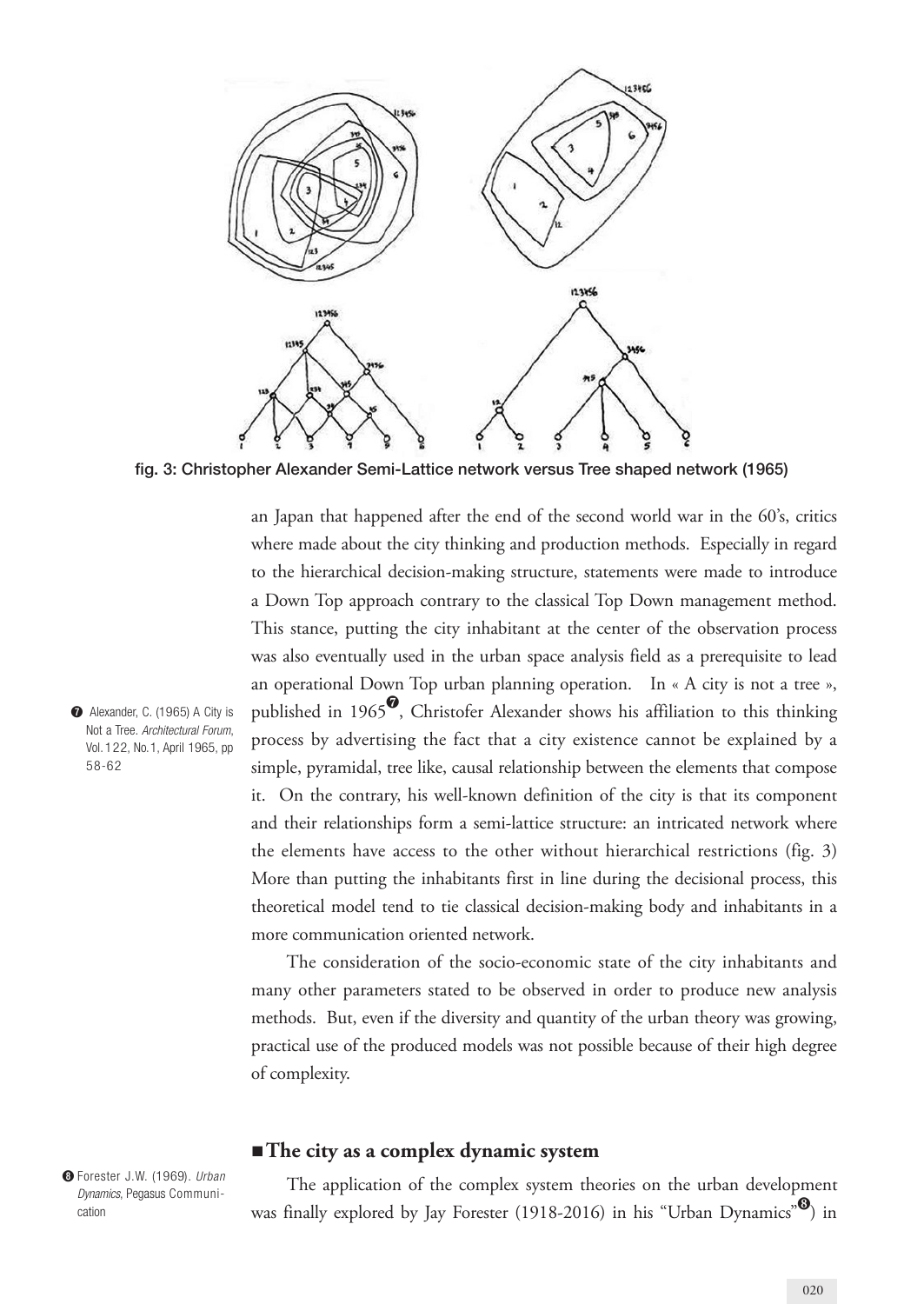fig. 3: Christopher Alexander Semi-Lattice network versus Tree shaped network (1965)

an Japan that happened after the end of the second world war in the 60's, critics where made about the city thinking and production methods. Especially in regard to the hierarchical decision-making structure, statements were made to introduce a Down Top approach contrary to the classical Top Down management method. This stance, putting the city inhabitant at the center of the observation process was also eventually used in the urban space analysis field as a prerequisite to lead an operational Down Top urban planning operation. In « A city is not a tree », published in 1965[7], Christofer Alexander shows his affiliation to this thinking process by advertising the fact that a city existence cannot be explained by a simple, pyramidal, tree like, causal relationship between the elements that compose it. On the contrary, his well-known definition of the city is that its component and their relationships form a semi-lattice structure: an intricated network where the elements have access to the other without hierarchical restrictions (fig. 3) More than putting the inhabitants first in line during the decisional process, this theoretical model tend to tie classical decision-making body and inhabitants in a more communication oriented network.

The consideration of the socio-economic state of the city inhabitants and many other parameters stated to be observed in order to produce new analysis methods. But, even if the diversity and quantity of the urban theory was growing, practical use of the produced models was not possible because of their high degree of complexity.

## ■ The city as a complex dynamic system

The application of the complex system theories on the urban development was finally explored by Jay Forester (1918-2016) in his "Urban Dynamics"[8]) in

[7] Alexander, C. (1965) A City is Not a Tree. *Architectural Forum*, Vol.122, No.1, April 1965, pp 58-62

[8] Forester J.W. (1969). *Urban Dynamics*, Pegasus Communication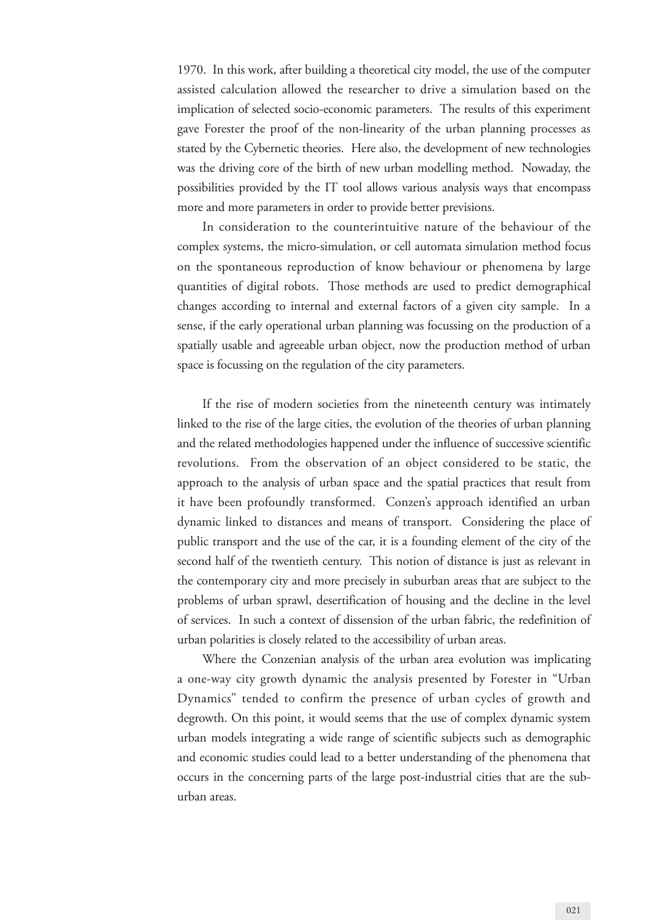1970. In this work, after building a theoretical city model, the use of the computer assisted calculation allowed the researcher to drive a simulation based on the implication of selected socio-economic parameters. The results of this experiment gave Forester the proof of the non-linearity of the urban planning processes as stated by the Cybernetic theories. Here also, the development of new technologies was the driving core of the birth of new urban modelling method. Noway, the possibilities provided by the IT tool allows various analysis ways that encompass more and more parameters in order to provide better previsions.

In consideration to the counterintuitive nature of the behaviour of the complex systems, the micro-simulation, or cell automata simulation method focus on the spontaneous reproduction of know behaviour or phenomena by large quantities of digital robots. Those methods are used to predict demographical changes according to internal and external factors of a given city sample. In a sense, if the early operational urban planning was focussing on the production of a spatially usable and agreeable urban object, now the production method of urban space is focussing on the regulation of the city parameters.

If the rise of modern societies from the nineteenth century was intimately linked to the rise of the large cities, the evolution of the theories of urban planning and the related methodologies happened under the influence of successive scientific revolutions. From the observation of an object considered to be static, the approach to the analysis of urban space and the spatial practices that result from it have been profoundly transformed. Conzen's approach identified an urban dynamic linked to distances and means of transport. Considering the place of public transport and the use of the car, it is a founding element of the city of the second half of the twentieth century. This notion of distance is just as relevant in the contemporary city and more precisely in suburban areas that are subject to the problems of urban sprawl, desertification of housing and the decline in the level of services. In such a context of dissension of the urban fabric, the redefinition of urban polarities is closely related to the accessibility of urban areas.

Where the Conzenian analysis of the urban area evolution was implicating a one-way city growth dynamic the analysis presented by Forester in "Urban Dynamics" tended to confirm the presence of urban cycles of growth and degrowth. On this point, it would seems that the use of complex dynamic system urban models integrating a wide range of scientific subjects such as demographic and economic studies could lead to a better understanding of the phenomena that occurs in the concerning parts of the large post-industrial cities that are the sub-urban areas.